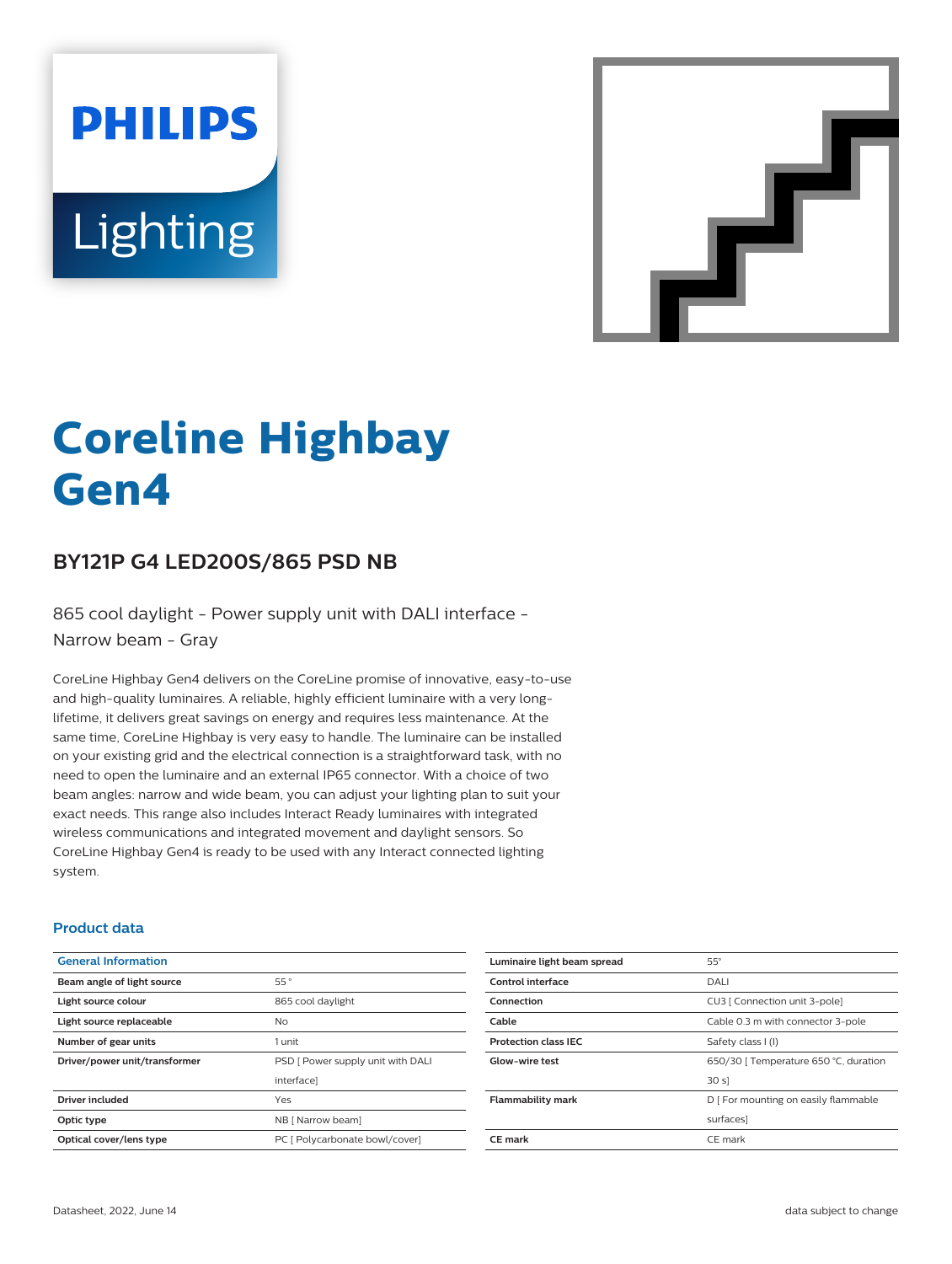# Coreline Highbay Gen4

## BY121P G4 LED200S/865 PSD NB

865 cool daylight - Power supply unit with DALI interface - Narrow beam - Gray

CoreLine Highbay Gen4 delivers on the CoreLine promise of innovative, easy-to-use and high-quality luminaires. A reliable, highly efficient luminaire with a very long-lifetime, it delivers great savings on energy and requires less maintenance. At the same time, CoreLine Highbay is very easy to handle. The luminaire can be installed on your existing grid and the electrical connection is a straightforward task, with no need to open the luminaire and an external IP65 connector. With a choice of two beam angles: narrow and wide beam, you can adjust your lighting plan to suit your exact needs. This range also includes Interact Ready luminaires with integrated wireless communications and integrated movement and daylight sensors. So CoreLine Highbay Gen4 is ready to be used with any Interact connected lighting system.

### Product data

| General Information | |
|---|---|
| Beam angle of light source | 55 ° |
| Light source colour | 865 cool daylight |
| Light source replaceable | No |
| Number of gear units | 1 unit |
| Driver/power unit/transformer | PSD [ Power supply unit with DALI interface] |
| Driver included | Yes |
| Optic type | NB [ Narrow beam] |
| Optical cover/lens type | PC [ Polycarbonate bowl/cover] |
| Luminaire light beam spread | 55° |
| Control interface | DALI |
| Connection | CU3 [ Connection unit 3-pole] |
| Cable | Cable 0.3 m with connector 3-pole |
| Protection class IEC | Safety class I (I) |
| Glow-wire test | 650/30 [ Temperature 650 °C, duration 30 s] |
| Flammability mark | D [ For mounting on easily flammable surfaces] |
| CE mark | CE mark |

Datasheet, 2022, June 14 — data subject to change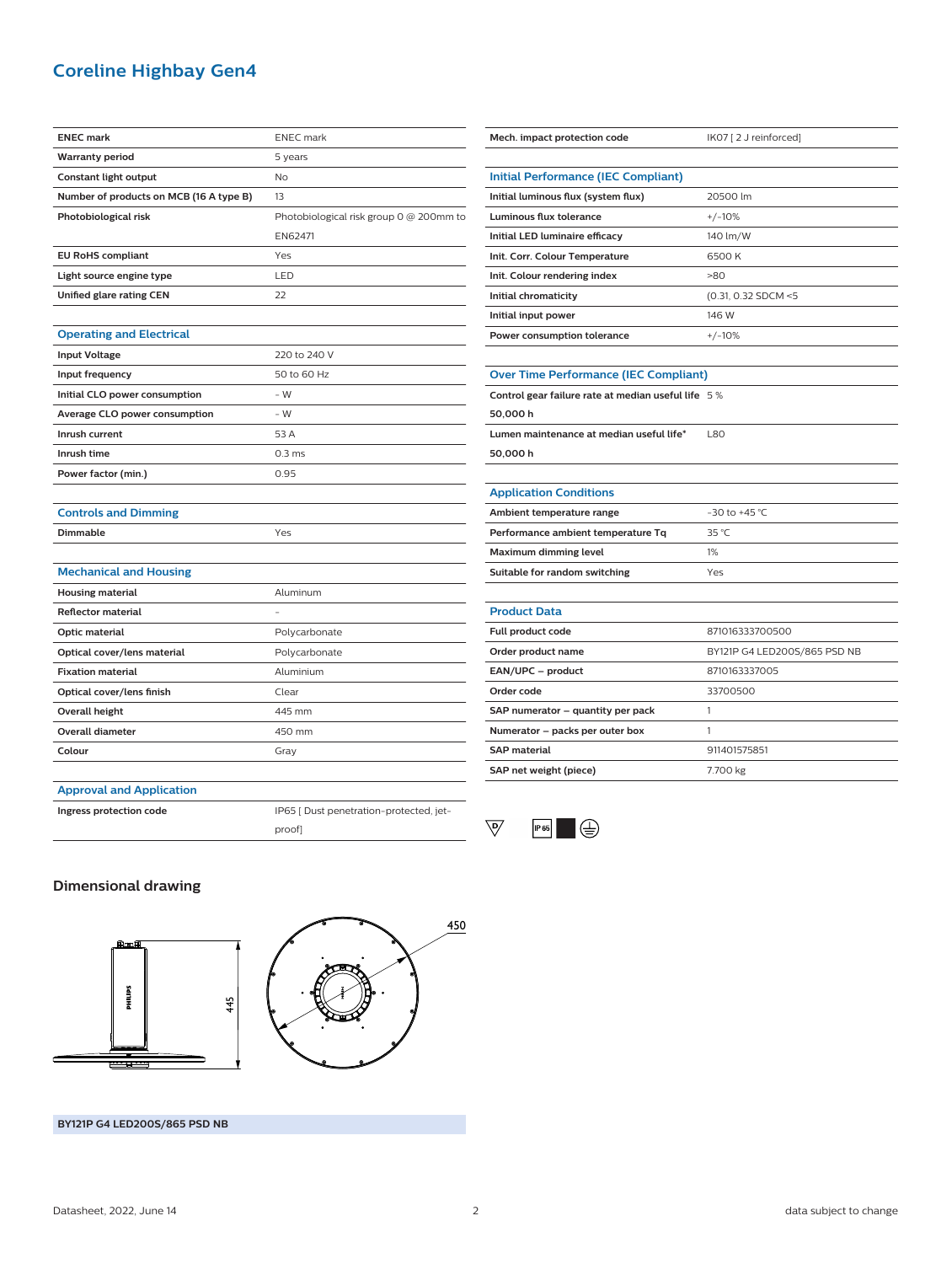# Coreline Highbay Gen4

| | |
|---|---|
| **ENEC mark** | ENEC mark |
| **Warranty period** | 5 years |
| **Constant light output** | No |
| **Number of products on MCB (16 A type B)** | 13 |
| **Photobiological risk** | Photobiological risk group 0 @ 200mm to EN62471 |
| **EU RoHS compliant** | Yes |
| **Light source engine type** | LED |
| **Unified glare rating CEN** | 22 |

## Operating and Electrical

| | |
|---|---|
| **Input Voltage** | 220 to 240 V |
| **Input frequency** | 50 to 60 Hz |
| **Initial CLO power consumption** | - W |
| **Average CLO power consumption** | - W |
| **Inrush current** | 53 A |
| **Inrush time** | 0.3 ms |
| **Power factor (min.)** | 0.95 |

## Controls and Dimming

| | |
|---|---|
| **Dimmable** | Yes |

## Mechanical and Housing

| | |
|---|---|
| **Housing material** | Aluminum |
| **Reflector material** | - |
| **Optic material** | Polycarbonate |
| **Optical cover/lens material** | Polycarbonate |
| **Fixation material** | Aluminium |
| **Optical cover/lens finish** | Clear |
| **Overall height** | 445 mm |
| **Overall diameter** | 450 mm |
| **Colour** | Gray |

## Approval and Application

| | |
|---|---|
| **Ingress protection code** | IP65 [ Dust penetration-protected, jet-proof] |
| **Mech. impact protection code** | IK07 [ 2 J reinforced] |

## Initial Performance (IEC Compliant)

| | |
|---|---|
| **Initial luminous flux (system flux)** | 20500 lm |
| **Luminous flux tolerance** | +/-10% |
| **Initial LED luminaire efficacy** | 140 lm/W |
| **Init. Corr. Colour Temperature** | 6500 K |
| **Init. Colour rendering index** | >80 |
| **Initial chromaticity** | (0.31, 0.32 SDCM <5 |
| **Initial input power** | 146 W |
| **Power consumption tolerance** | +/-10% |

## Over Time Performance (IEC Compliant)

| | |
|---|---|
| **Control gear failure rate at median useful life 50,000 h** | 5 % |
| **Lumen maintenance at median useful life* 50,000 h** | L80 |

## Application Conditions

| | |
|---|---|
| **Ambient temperature range** | -30 to +45 °C |
| **Performance ambient temperature Tq** | 35 °C |
| **Maximum dimming level** | 1% |
| **Suitable for random switching** | Yes |

## Product Data

| | |
|---|---|
| **Full product code** | 871016333700500 |
| **Order product name** | BY121P G4 LED200S/865 PSD NB |
| **EAN/UPC – product** | 8710163337005 |
| **Order code** | 33700500 |
| **SAP numerator – quantity per pack** | 1 |
| **Numerator – packs per outer box** | 1 |
| **SAP material** | 911401575851 |
| **SAP net weight (piece)** | 7.700 kg |

## Dimensional drawing

445

450

**BY121P G4 LED200S/865 PSD NB**

Datasheet, 2022, June 14

data subject to change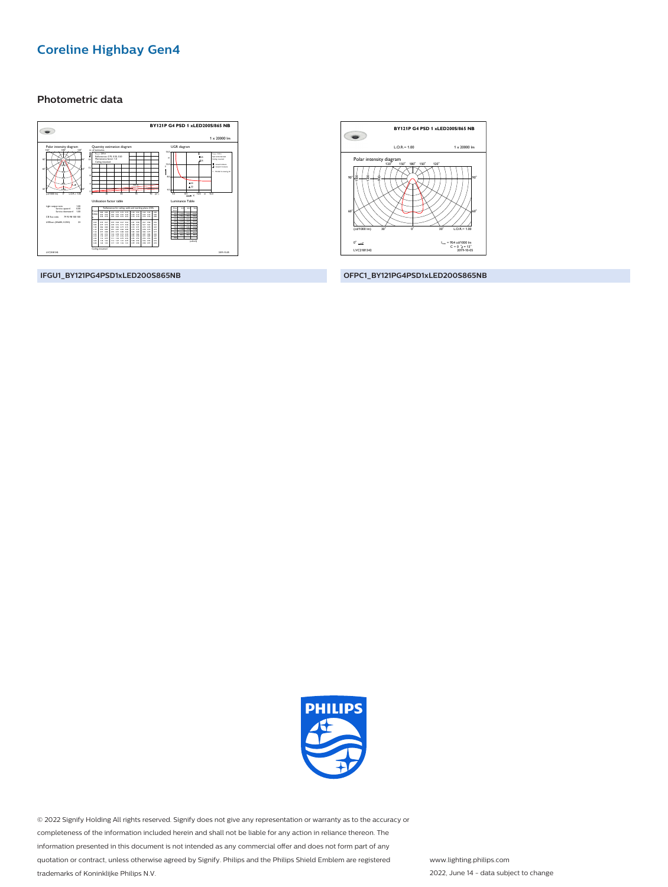## Coreline Highbay Gen4

### Photometric data

BY121P G4 PSD 1 xLED200S/865 NB

1 x 20000 lm

Polar intensity diagram

Quantity estimation diagram

UGR diagram

Utilisation factor table

Luminance Table

LVC2181341

IFGU1_BY121PG4PSD1xLED200S865NB

BY121P G4 PSD 1 xLED200S/865 NB

L.O.R.= 1.00

1 x 20000 lm

Polar intensity diagram

(cd/1000 lm)

L.O.R.= 1.00

LVC2181342

2019-10-05

OFPC1_BY121PG4PSD1xLED200S865NB

© 2022 Signify Holding All rights reserved. Signify does not give any representation or warranty as to the accuracy or completeness of the information included herein and shall not be liable for any action in reliance thereon. The information presented in this document is not intended as any commercial offer and does not form part of any quotation or contract, unless otherwise agreed by Signify. Philips and the Philips Shield Emblem are registered trademarks of Koninklijke Philips N.V.

www.lighting.philips.com

2022, June 14 - data subject to change